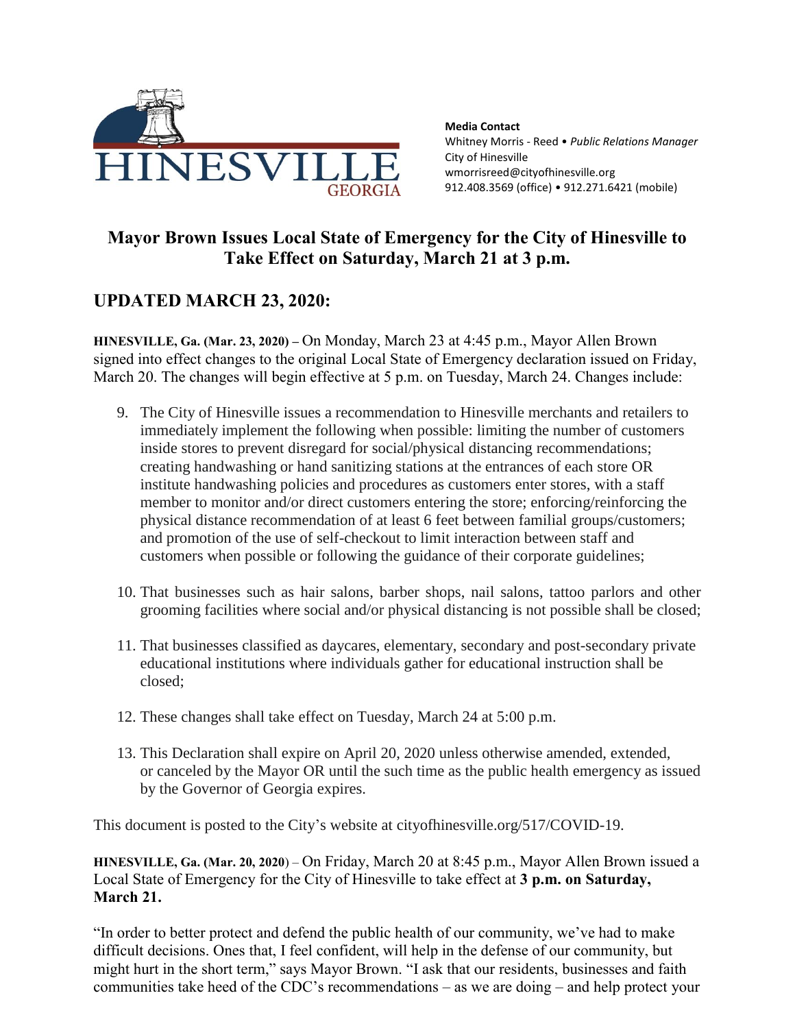HINESVILLE GEORGIA

**Media Contact**
Whitney Morris - Reed • *Public Relations Manager*
City of Hinesville
wmorrisreed@cityofhinesville.org
912.408.3569 (office) • 912.271.6421 (mobile)

# Mayor Brown Issues Local State of Emergency for the City of Hinesville to Take Effect on Saturday, March 21 at 3 p.m.

## UPDATED MARCH 23, 2020:

**HINESVILLE, Ga. (Mar. 23, 2020) –** On Monday, March 23 at 4:45 p.m., Mayor Allen Brown signed into effect changes to the original Local State of Emergency declaration issued on Friday, March 20. The changes will begin effective at 5 p.m. on Tuesday, March 24. Changes include:

9. The City of Hinesville issues a recommendation to Hinesville merchants and retailers to immediately implement the following when possible: limiting the number of customers inside stores to prevent disregard for social/physical distancing recommendations; creating handwashing or hand sanitizing stations at the entrances of each store OR institute handwashing policies and procedures as customers enter stores, with a staff member to monitor and/or direct customers entering the store; enforcing/reinforcing the physical distance recommendation of at least 6 feet between familial groups/customers; and promotion of the use of self-checkout to limit interaction between staff and customers when possible or following the guidance of their corporate guidelines;
10. That businesses such as hair salons, barber shops, nail salons, tattoo parlors and other grooming facilities where social and/or physical distancing is not possible shall be closed;
11. That businesses classified as daycares, elementary, secondary and post-secondary private educational institutions where individuals gather for educational instruction shall be closed;
12. These changes shall take effect on Tuesday, March 24 at 5:00 p.m.
13. This Declaration shall expire on April 20, 2020 unless otherwise amended, extended, or canceled by the Mayor OR until the such time as the public health emergency as issued by the Governor of Georgia expires.

This document is posted to the City's website at cityofhinesville.org/517/COVID-19.

**HINESVILLE, Ga. (Mar. 20, 2020)** – On Friday, March 20 at 8:45 p.m., Mayor Allen Brown issued a Local State of Emergency for the City of Hinesville to take effect at **3 p.m. on Saturday, March 21.**

"In order to better protect and defend the public health of our community, we've had to make difficult decisions. Ones that, I feel confident, will help in the defense of our community, but might hurt in the short term," says Mayor Brown. "I ask that our residents, businesses and faith communities take heed of the CDC's recommendations – as we are doing – and help protect your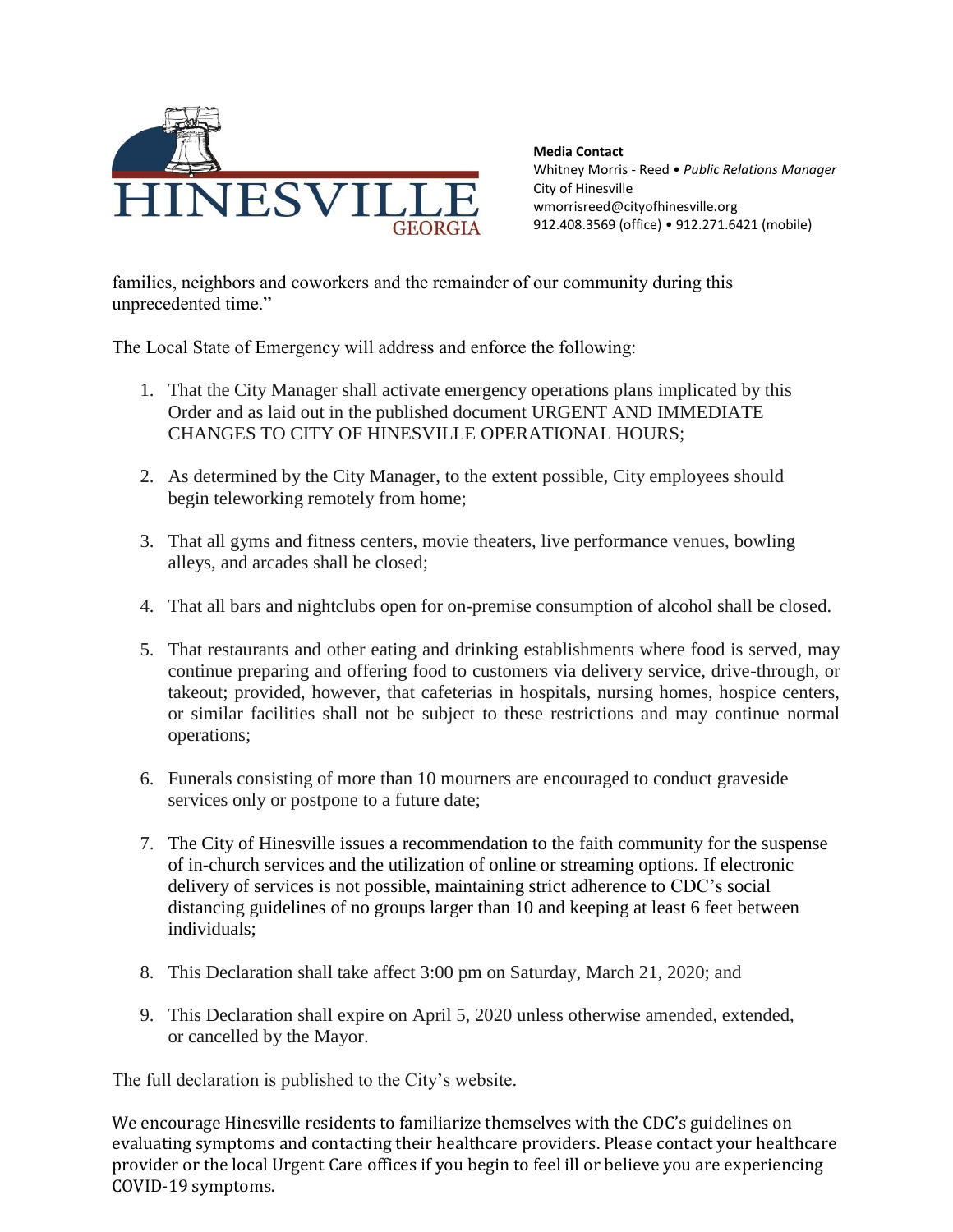**Media Contact**
Whitney Morris - Reed • *Public Relations Manager*
City of Hinesville
wmorrisreed@cityofhinesville.org
912.408.3569 (office) • 912.271.6421 (mobile)

families, neighbors and coworkers and the remainder of our community during this unprecedented time."

The Local State of Emergency will address and enforce the following:

1. That the City Manager shall activate emergency operations plans implicated by this Order and as laid out in the published document URGENT AND IMMEDIATE CHANGES TO CITY OF HINESVILLE OPERATIONAL HOURS;

2. As determined by the City Manager, to the extent possible, City employees should begin teleworking remotely from home;

3. That all gyms and fitness centers, movie theaters, live performance venues, bowling alleys, and arcades shall be closed;

4. That all bars and nightclubs open for on-premise consumption of alcohol shall be closed.

5. That restaurants and other eating and drinking establishments where food is served, may continue preparing and offering food to customers via delivery service, drive-through, or takeout; provided, however, that cafeterias in hospitals, nursing homes, hospice centers, or similar facilities shall not be subject to these restrictions and may continue normal operations;

6. Funerals consisting of more than 10 mourners are encouraged to conduct graveside services only or postpone to a future date;

7. The City of Hinesville issues a recommendation to the faith community for the suspense of in-church services and the utilization of online or streaming options. If electronic delivery of services is not possible, maintaining strict adherence to CDC's social distancing guidelines of no groups larger than 10 and keeping at least 6 feet between individuals;

8. This Declaration shall take affect 3:00 pm on Saturday, March 21, 2020; and

9. This Declaration shall expire on April 5, 2020 unless otherwise amended, extended, or cancelled by the Mayor.

The full declaration is published to the City's website.

We encourage Hinesville residents to familiarize themselves with the CDC's guidelines on evaluating symptoms and contacting their healthcare providers. Please contact your healthcare provider or the local Urgent Care offices if you begin to feel ill or believe you are experiencing COVID-19 symptoms.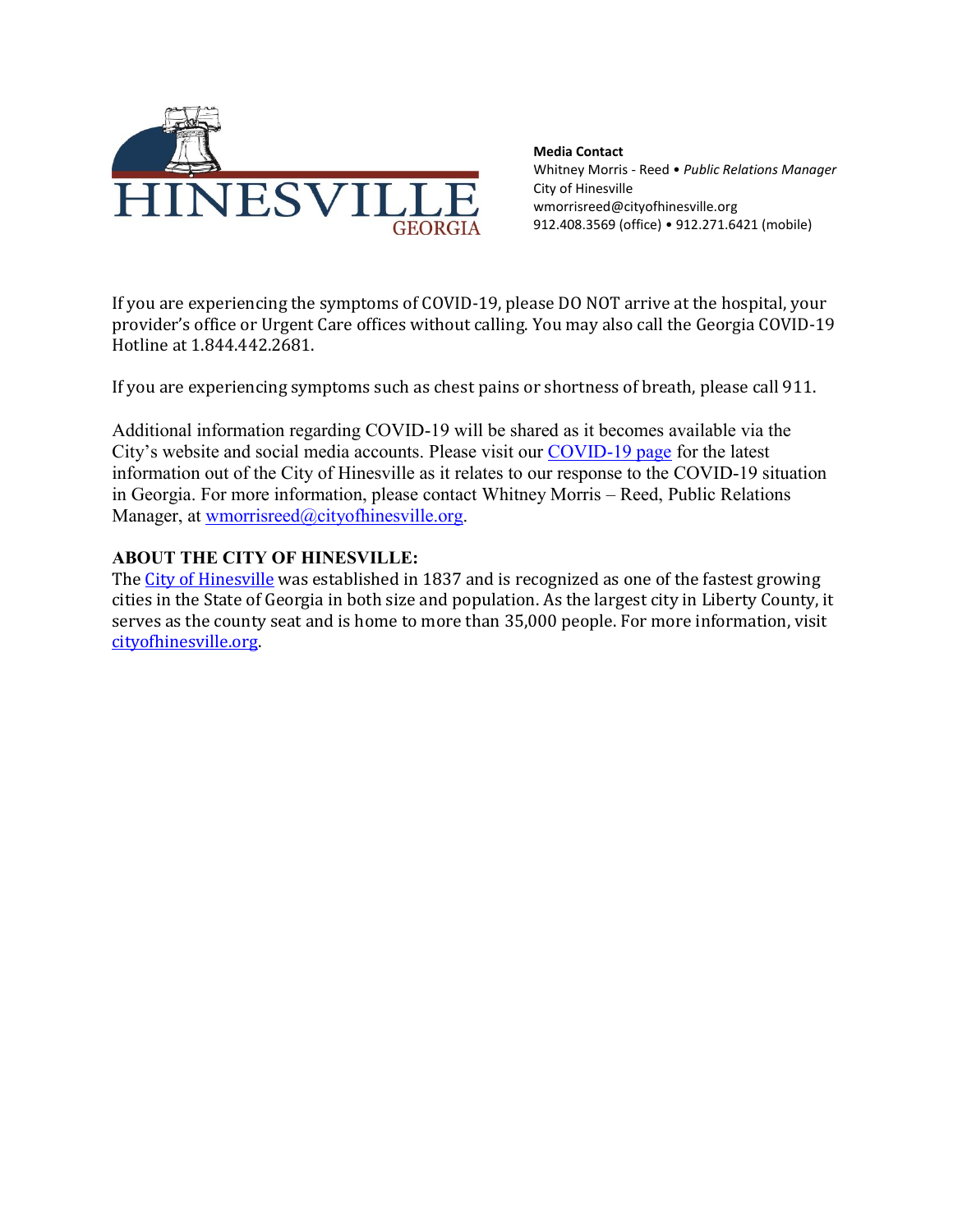**Media Contact**
Whitney Morris - Reed • *Public Relations Manager*
City of Hinesville
wmorrisreed@cityofhinesville.org
912.408.3569 (office) • 912.271.6421 (mobile)

If you are experiencing the symptoms of COVID-19, please DO NOT arrive at the hospital, your provider's office or Urgent Care offices without calling. You may also call the Georgia COVID-19 Hotline at 1.844.442.2681.

If you are experiencing symptoms such as chest pains or shortness of breath, please call 911.

Additional information regarding COVID-19 will be shared as it becomes available via the City's website and social media accounts. Please visit our [COVID-19 page]() for the latest information out of the City of Hinesville as it relates to our response to the COVID-19 situation in Georgia. For more information, please contact Whitney Morris – Reed, Public Relations Manager, at [wmorrisreed@cityofhinesville.org]().

**ABOUT THE CITY OF HINESVILLE:**
The [City of Hinesville]() was established in 1837 and is recognized as one of the fastest growing cities in the State of Georgia in both size and population. As the largest city in Liberty County, it serves as the county seat and is home to more than 35,000 people. For more information, visit [cityofhinesville.org]().